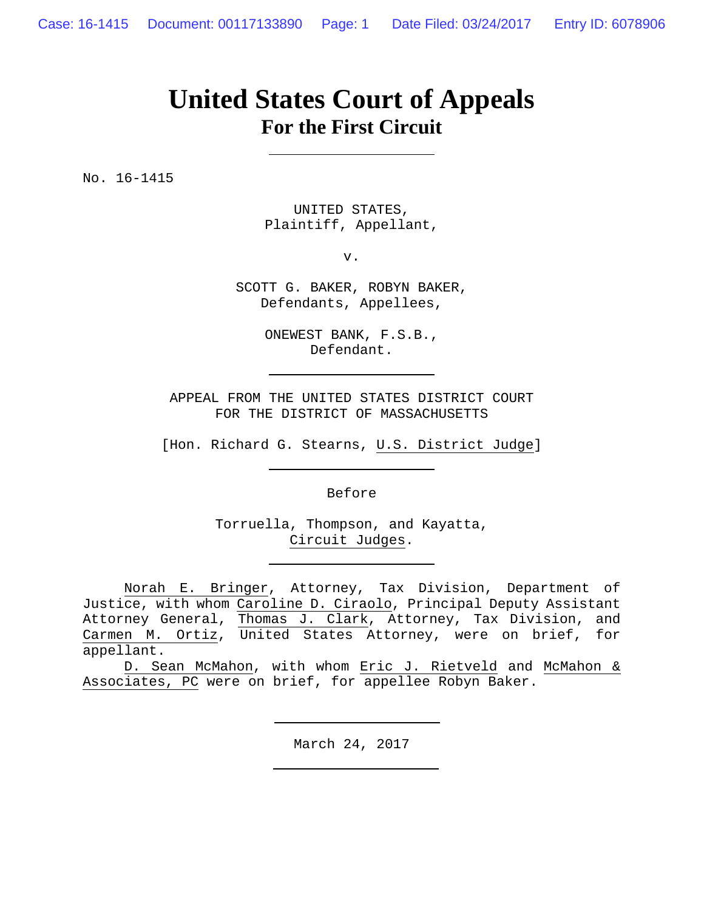# United States Court of Appeals
## For the First Circuit

---

No. 16-1415

UNITED STATES,
Plaintiff, Appellant,

v.

SCOTT G. BAKER, ROBYN BAKER,
Defendants, Appellees,

ONEWEST BANK, F.S.B.,
Defendant.

---

APPEAL FROM THE UNITED STATES DISTRICT COURT
FOR THE DISTRICT OF MASSACHUSETTS

[Hon. Richard G. Stearns, U.S. District Judge]

---

Before

Torruella, Thompson, and Kayatta,
Circuit Judges.

---

Norah E. Bringer, Attorney, Tax Division, Department of Justice, with whom Caroline D. Ciraolo, Principal Deputy Assistant Attorney General, Thomas J. Clark, Attorney, Tax Division, and Carmen M. Ortiz, United States Attorney, were on brief, for appellant.

D. Sean McMahon, with whom Eric J. Rietveld and McMahon & Associates, PC were on brief, for appellee Robyn Baker.

---

March 24, 2017

---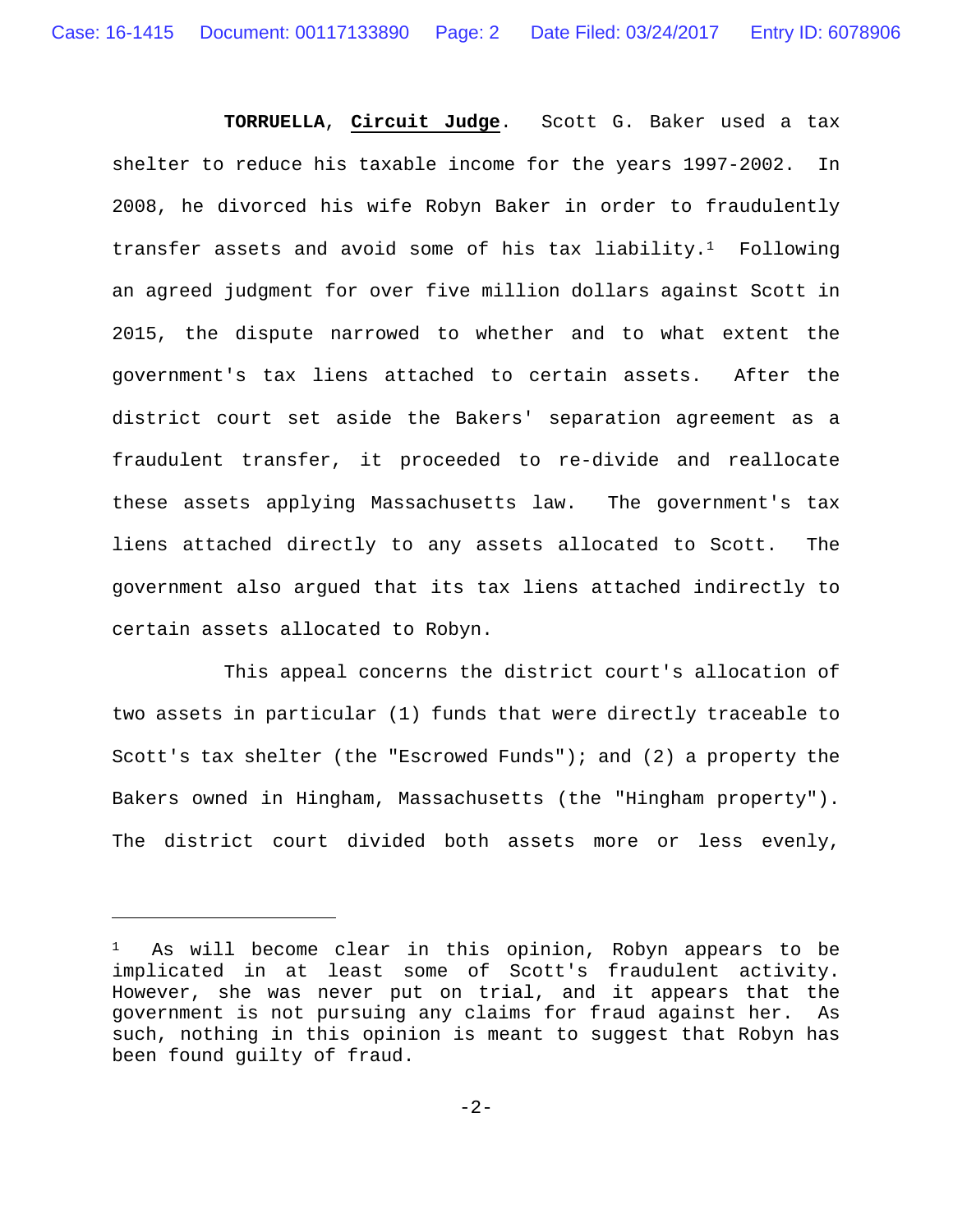**TORRUELLA**, **Circuit Judge**. Scott G. Baker used a tax shelter to reduce his taxable income for the years 1997-2002. In 2008, he divorced his wife Robyn Baker in order to fraudulently transfer assets and avoid some of his tax liability.[1] Following an agreed judgment for over five million dollars against Scott in 2015, the dispute narrowed to whether and to what extent the government's tax liens attached to certain assets. After the district court set aside the Bakers' separation agreement as a fraudulent transfer, it proceeded to re-divide and reallocate these assets applying Massachusetts law. The government's tax liens attached directly to any assets allocated to Scott. The government also argued that its tax liens attached indirectly to certain assets allocated to Robyn.

This appeal concerns the district court's allocation of two assets in particular (1) funds that were directly traceable to Scott's tax shelter (the "Escrowed Funds"); and (2) a property the Bakers owned in Hingham, Massachusetts (the "Hingham property"). The district court divided both assets more or less evenly,

---

[1] As will become clear in this opinion, Robyn appears to be implicated in at least some of Scott's fraudulent activity. However, she was never put on trial, and it appears that the government is not pursuing any claims for fraud against her. As such, nothing in this opinion is meant to suggest that Robyn has been found guilty of fraud.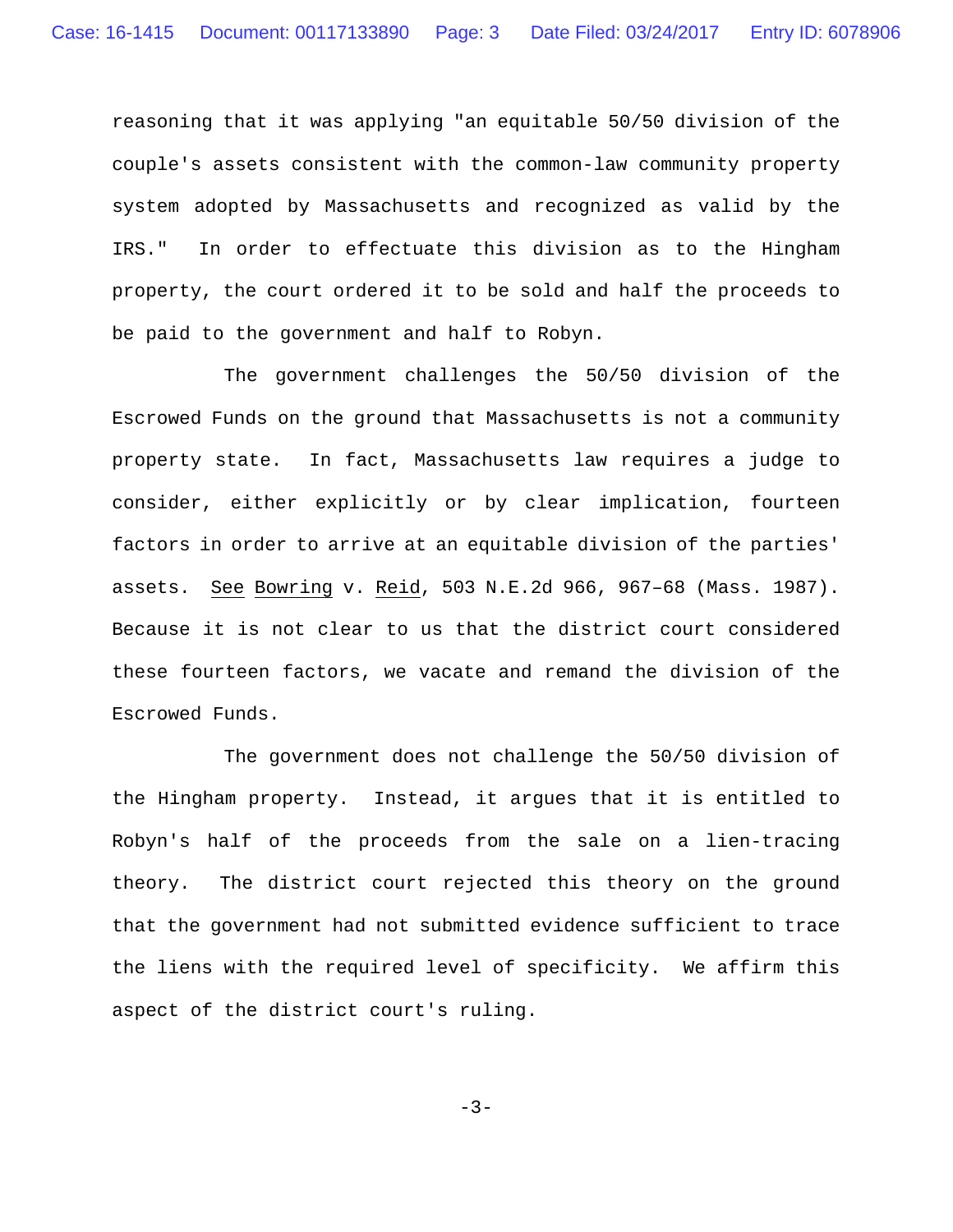reasoning that it was applying "an equitable 50/50 division of the couple's assets consistent with the common-law community property system adopted by Massachusetts and recognized as valid by the IRS." In order to effectuate this division as to the Hingham property, the court ordered it to be sold and half the proceeds to be paid to the government and half to Robyn.

The government challenges the 50/50 division of the Escrowed Funds on the ground that Massachusetts is not a community property state. In fact, Massachusetts law requires a judge to consider, either explicitly or by clear implication, fourteen factors in order to arrive at an equitable division of the parties' assets. See Bowring v. Reid, 503 N.E.2d 966, 967–68 (Mass. 1987). Because it is not clear to us that the district court considered these fourteen factors, we vacate and remand the division of the Escrowed Funds.

The government does not challenge the 50/50 division of the Hingham property. Instead, it argues that it is entitled to Robyn's half of the proceeds from the sale on a lien-tracing theory. The district court rejected this theory on the ground that the government had not submitted evidence sufficient to trace the liens with the required level of specificity. We affirm this aspect of the district court's ruling.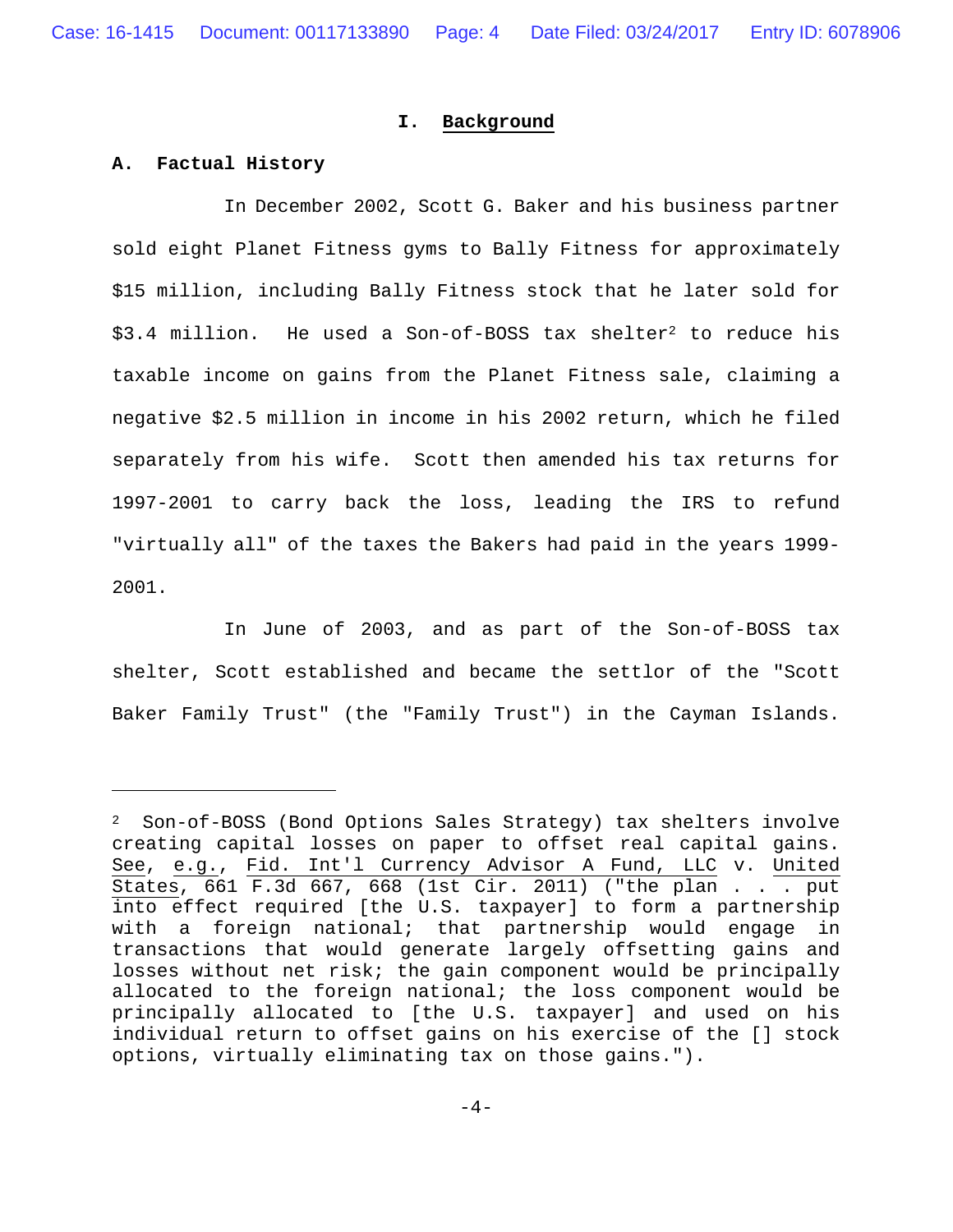# I. Background

## A. Factual History

In December 2002, Scott G. Baker and his business partner sold eight Planet Fitness gyms to Bally Fitness for approximately $15 million, including Bally Fitness stock that he later sold for $3.4 million. He used a Son-of-BOSS tax shelter[2] to reduce his taxable income on gains from the Planet Fitness sale, claiming a negative $2.5 million in income in his 2002 return, which he filed separately from his wife. Scott then amended his tax returns for 1997-2001 to carry back the loss, leading the IRS to refund "virtually all" of the taxes the Bakers had paid in the years 1999-2001.

In June of 2003, and as part of the Son-of-BOSS tax shelter, Scott established and became the settlor of the "Scott Baker Family Trust" (the "Family Trust") in the Cayman Islands.

---

[2] Son-of-BOSS (Bond Options Sales Strategy) tax shelters involve creating capital losses on paper to offset real capital gains. See, e.g., Fid. Int'l Currency Advisor A Fund, LLC v. United States, 661 F.3d 667, 668 (1st Cir. 2011) ("the plan . . . put into effect required [the U.S. taxpayer] to form a partnership with a foreign national; that partnership would engage in transactions that would generate largely offsetting gains and losses without net risk; the gain component would be principally allocated to the foreign national; the loss component would be principally allocated to [the U.S. taxpayer] and used on his individual return to offset gains on his exercise of the [] stock options, virtually eliminating tax on those gains.").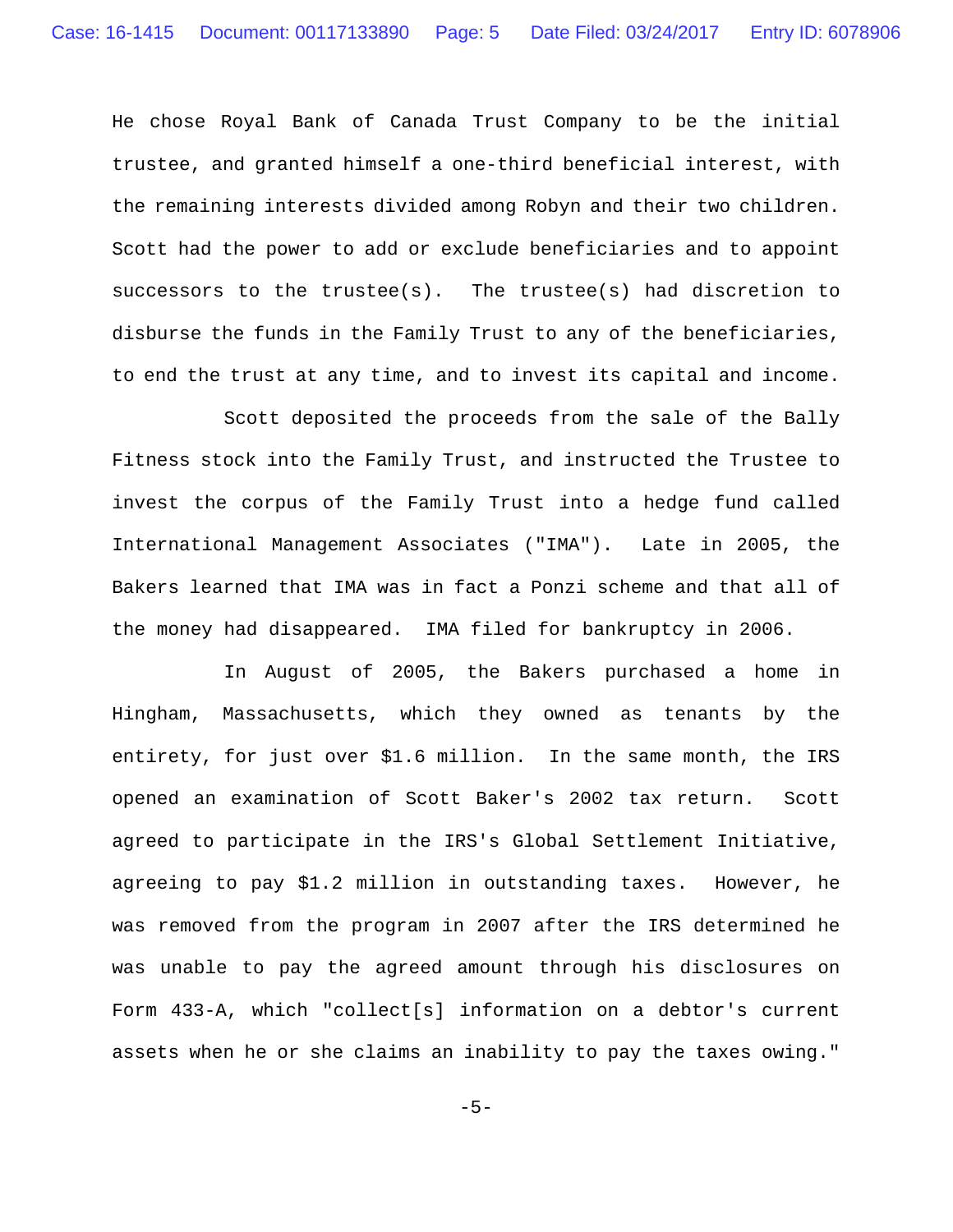He chose Royal Bank of Canada Trust Company to be the initial trustee, and granted himself a one-third beneficial interest, with the remaining interests divided among Robyn and their two children. Scott had the power to add or exclude beneficiaries and to appoint successors to the trustee(s). The trustee(s) had discretion to disburse the funds in the Family Trust to any of the beneficiaries, to end the trust at any time, and to invest its capital and income.

Scott deposited the proceeds from the sale of the Bally Fitness stock into the Family Trust, and instructed the Trustee to invest the corpus of the Family Trust into a hedge fund called International Management Associates ("IMA"). Late in 2005, the Bakers learned that IMA was in fact a Ponzi scheme and that all of the money had disappeared. IMA filed for bankruptcy in 2006.

In August of 2005, the Bakers purchased a home in Hingham, Massachusetts, which they owned as tenants by the entirety, for just over $1.6 million. In the same month, the IRS opened an examination of Scott Baker's 2002 tax return. Scott agreed to participate in the IRS's Global Settlement Initiative, agreeing to pay $1.2 million in outstanding taxes. However, he was removed from the program in 2007 after the IRS determined he was unable to pay the agreed amount through his disclosures on Form 433-A, which "collect[s] information on a debtor's current assets when he or she claims an inability to pay the taxes owing."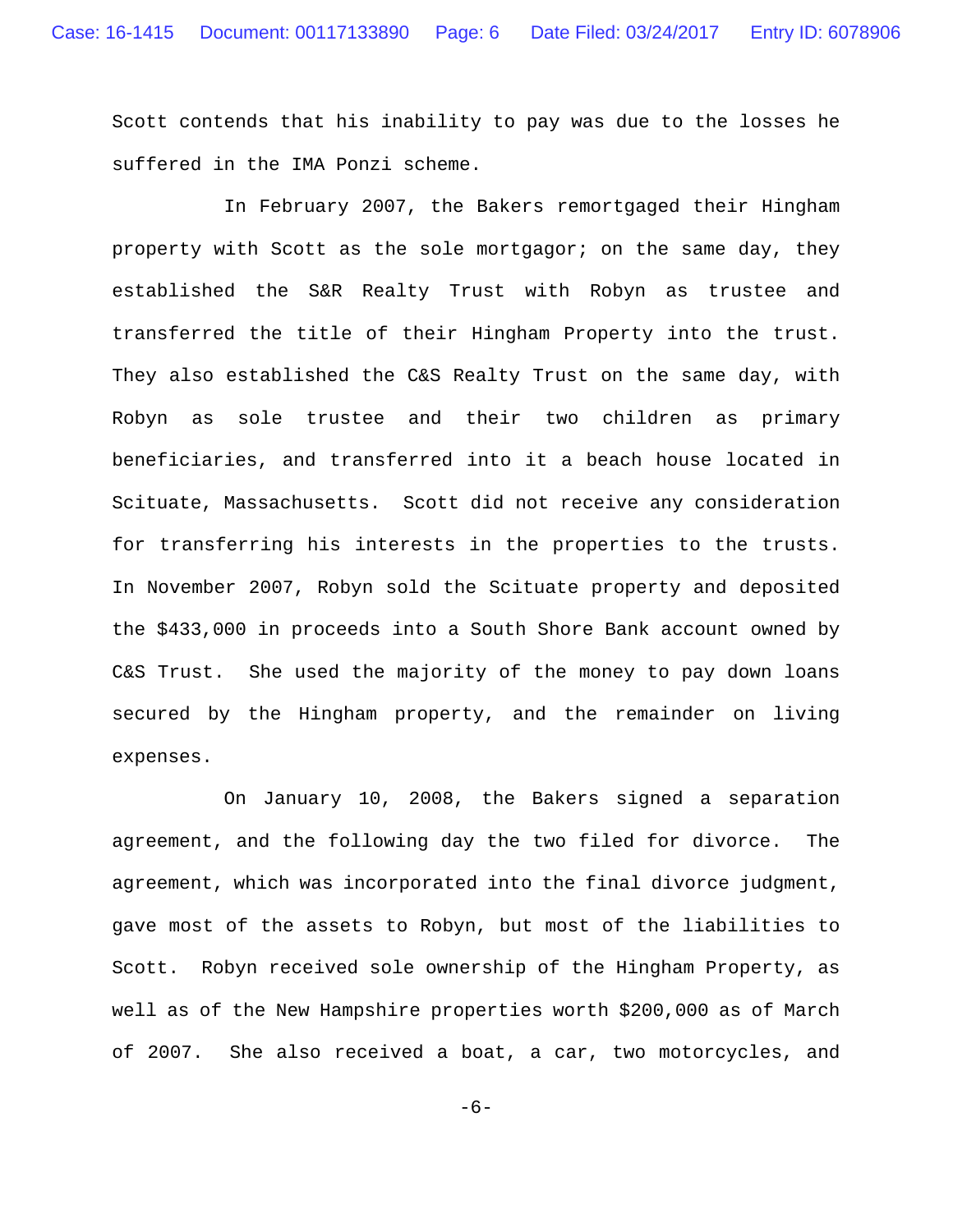Scott contends that his inability to pay was due to the losses he suffered in the IMA Ponzi scheme.

In February 2007, the Bakers remortgaged their Hingham property with Scott as the sole mortgagor; on the same day, they established the S&R Realty Trust with Robyn as trustee and transferred the title of their Hingham Property into the trust. They also established the C&S Realty Trust on the same day, with Robyn as sole trustee and their two children as primary beneficiaries, and transferred into it a beach house located in Scituate, Massachusetts. Scott did not receive any consideration for transferring his interests in the properties to the trusts. In November 2007, Robyn sold the Scituate property and deposited the $433,000 in proceeds into a South Shore Bank account owned by C&S Trust. She used the majority of the money to pay down loans secured by the Hingham property, and the remainder on living expenses.

On January 10, 2008, the Bakers signed a separation agreement, and the following day the two filed for divorce. The agreement, which was incorporated into the final divorce judgment, gave most of the assets to Robyn, but most of the liabilities to Scott. Robyn received sole ownership of the Hingham Property, as well as of the New Hampshire properties worth $200,000 as of March of 2007. She also received a boat, a car, two motorcycles, and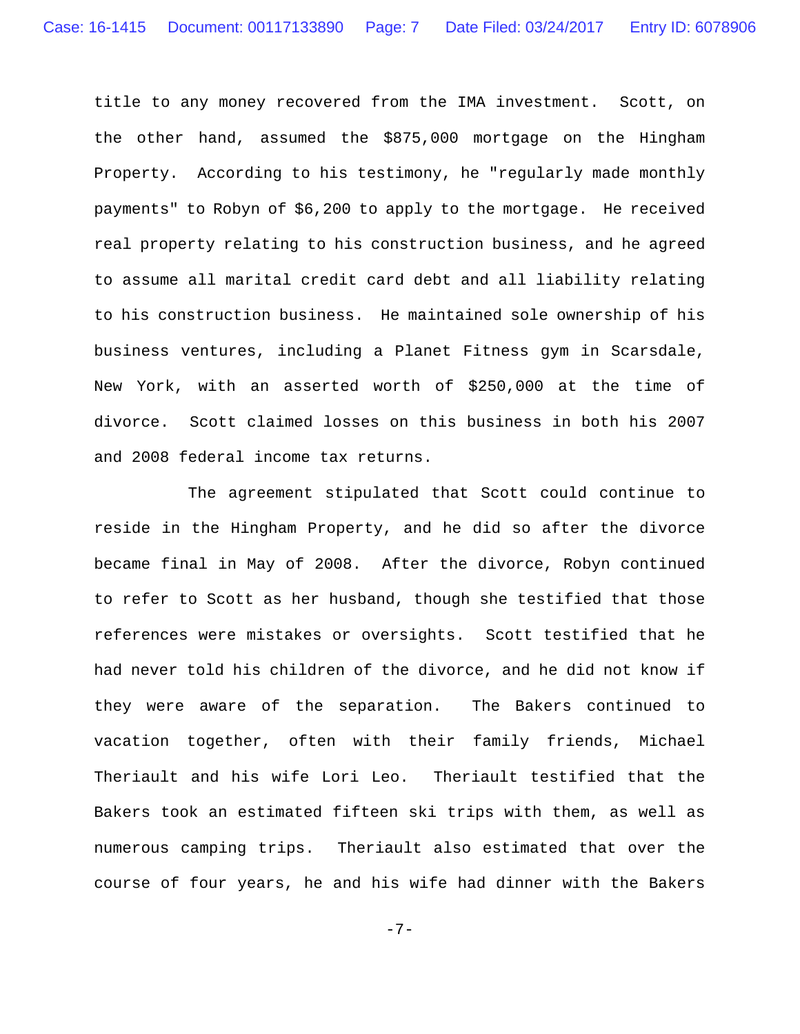title to any money recovered from the IMA investment. Scott, on the other hand, assumed the $875,000 mortgage on the Hingham Property. According to his testimony, he "regularly made monthly payments" to Robyn of $6,200 to apply to the mortgage. He received real property relating to his construction business, and he agreed to assume all marital credit card debt and all liability relating to his construction business. He maintained sole ownership of his business ventures, including a Planet Fitness gym in Scarsdale, New York, with an asserted worth of $250,000 at the time of divorce. Scott claimed losses on this business in both his 2007 and 2008 federal income tax returns.

The agreement stipulated that Scott could continue to reside in the Hingham Property, and he did so after the divorce became final in May of 2008. After the divorce, Robyn continued to refer to Scott as her husband, though she testified that those references were mistakes or oversights. Scott testified that he had never told his children of the divorce, and he did not know if they were aware of the separation. The Bakers continued to vacation together, often with their family friends, Michael Theriault and his wife Lori Leo. Theriault testified that the Bakers took an estimated fifteen ski trips with them, as well as numerous camping trips. Theriault also estimated that over the course of four years, he and his wife had dinner with the Bakers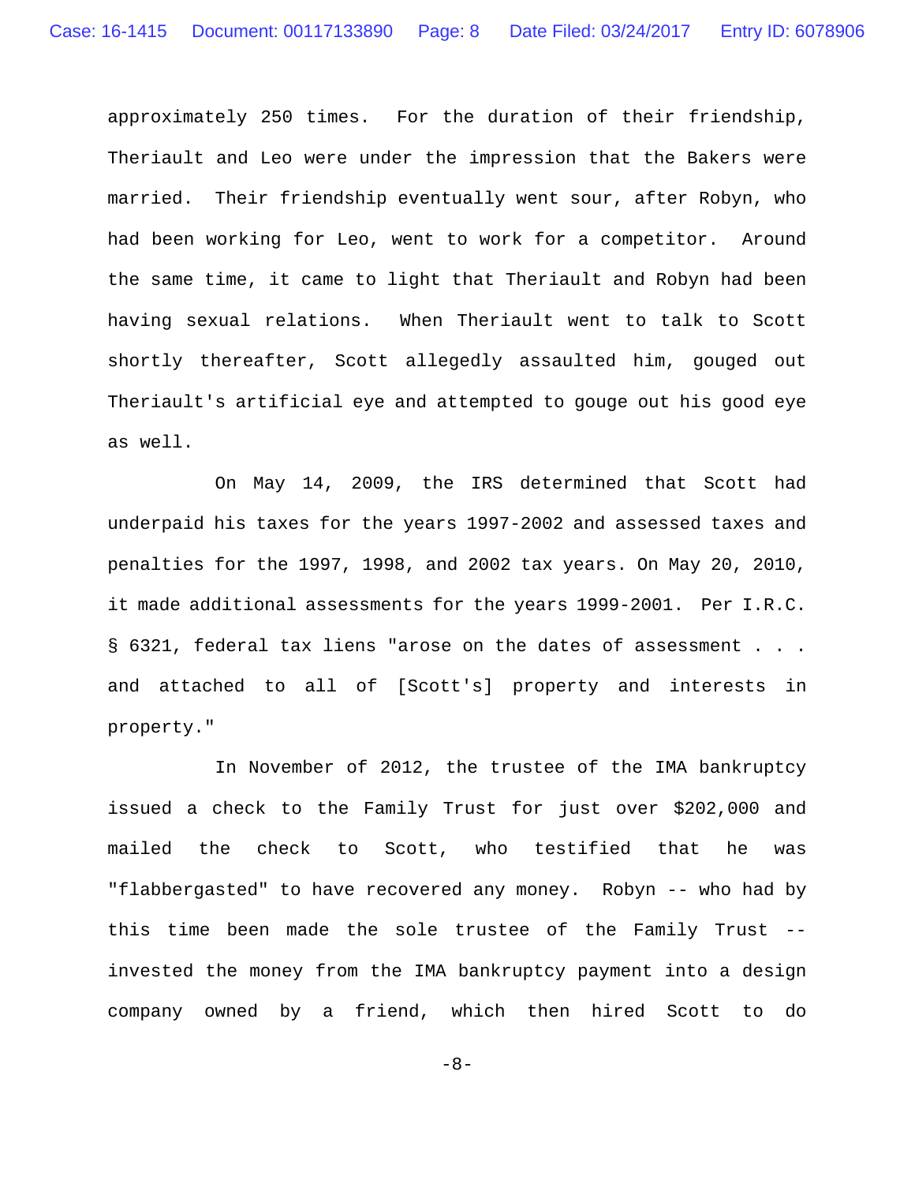approximately 250 times. For the duration of their friendship, Theriault and Leo were under the impression that the Bakers were married. Their friendship eventually went sour, after Robyn, who had been working for Leo, went to work for a competitor. Around the same time, it came to light that Theriault and Robyn had been having sexual relations. When Theriault went to talk to Scott shortly thereafter, Scott allegedly assaulted him, gouged out Theriault's artificial eye and attempted to gouge out his good eye as well.

On May 14, 2009, the IRS determined that Scott had underpaid his taxes for the years 1997-2002 and assessed taxes and penalties for the 1997, 1998, and 2002 tax years. On May 20, 2010, it made additional assessments for the years 1999-2001. Per I.R.C. § 6321, federal tax liens "arose on the dates of assessment . . . and attached to all of [Scott's] property and interests in property."

In November of 2012, the trustee of the IMA bankruptcy issued a check to the Family Trust for just over $202,000 and mailed the check to Scott, who testified that he was "flabbergasted" to have recovered any money. Robyn -- who had by this time been made the sole trustee of the Family Trust -- invested the money from the IMA bankruptcy payment into a design company owned by a friend, which then hired Scott to do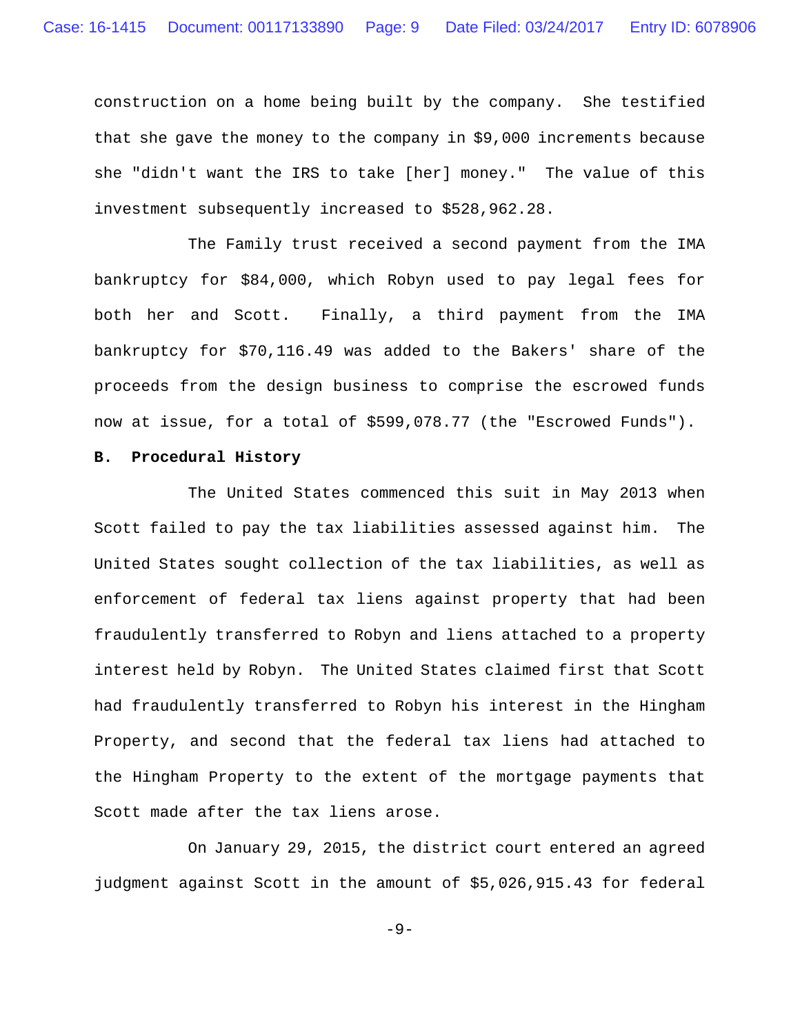construction on a home being built by the company. She testified that she gave the money to the company in $9,000 increments because she "didn't want the IRS to take [her] money." The value of this investment subsequently increased to $528,962.28.

The Family trust received a second payment from the IMA bankruptcy for $84,000, which Robyn used to pay legal fees for both her and Scott. Finally, a third payment from the IMA bankruptcy for $70,116.49 was added to the Bakers' share of the proceeds from the design business to comprise the escrowed funds now at issue, for a total of $599,078.77 (the "Escrowed Funds").

**B. Procedural History**

The United States commenced this suit in May 2013 when Scott failed to pay the tax liabilities assessed against him. The United States sought collection of the tax liabilities, as well as enforcement of federal tax liens against property that had been fraudulently transferred to Robyn and liens attached to a property interest held by Robyn. The United States claimed first that Scott had fraudulently transferred to Robyn his interest in the Hingham Property, and second that the federal tax liens had attached to the Hingham Property to the extent of the mortgage payments that Scott made after the tax liens arose.

On January 29, 2015, the district court entered an agreed judgment against Scott in the amount of $5,026,915.43 for federal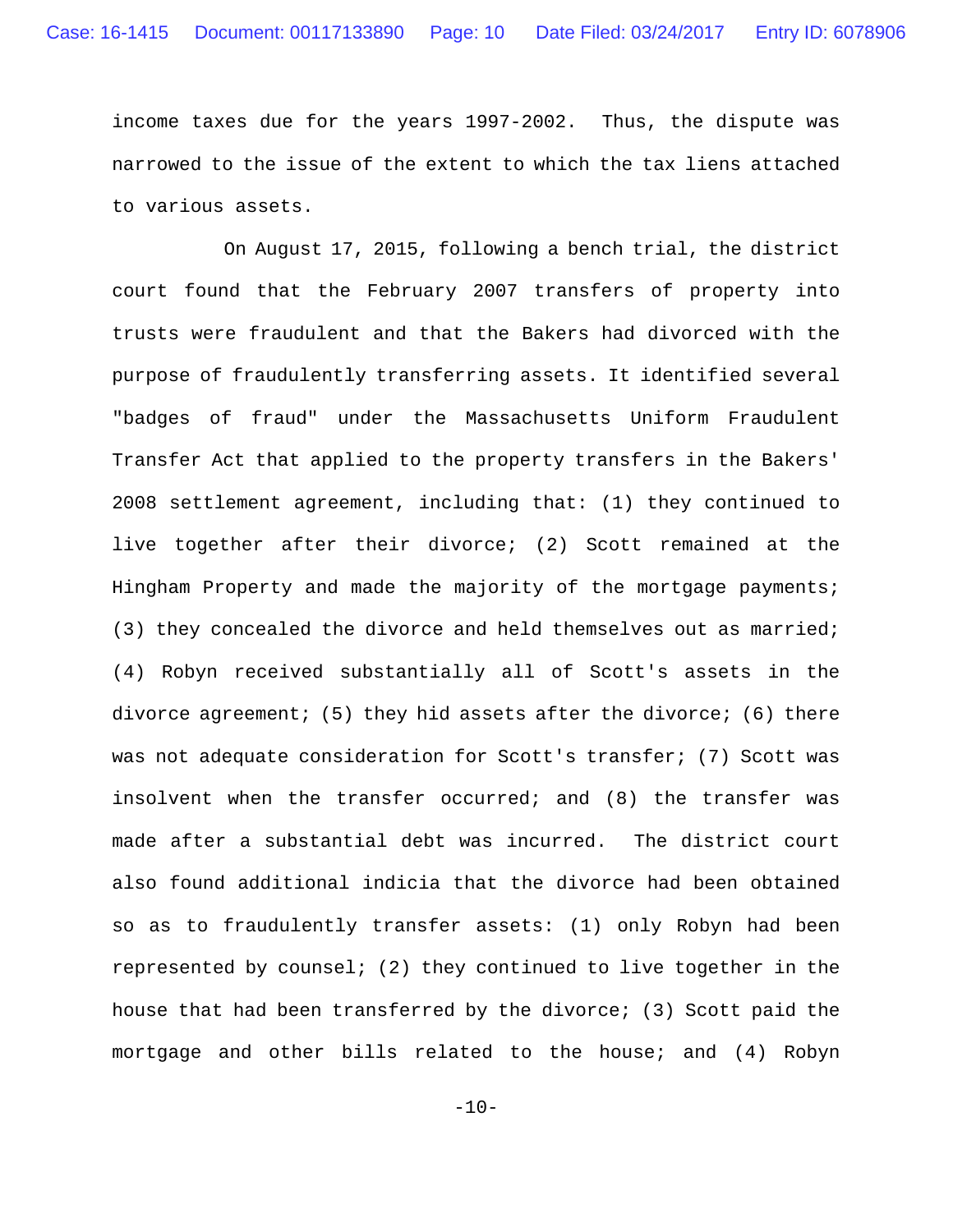income taxes due for the years 1997-2002. Thus, the dispute was narrowed to the issue of the extent to which the tax liens attached to various assets.

On August 17, 2015, following a bench trial, the district court found that the February 2007 transfers of property into trusts were fraudulent and that the Bakers had divorced with the purpose of fraudulently transferring assets. It identified several "badges of fraud" under the Massachusetts Uniform Fraudulent Transfer Act that applied to the property transfers in the Bakers' 2008 settlement agreement, including that: (1) they continued to live together after their divorce; (2) Scott remained at the Hingham Property and made the majority of the mortgage payments; (3) they concealed the divorce and held themselves out as married; (4) Robyn received substantially all of Scott's assets in the divorce agreement; (5) they hid assets after the divorce; (6) there was not adequate consideration for Scott's transfer; (7) Scott was insolvent when the transfer occurred; and (8) the transfer was made after a substantial debt was incurred. The district court also found additional indicia that the divorce had been obtained so as to fraudulently transfer assets: (1) only Robyn had been represented by counsel; (2) they continued to live together in the house that had been transferred by the divorce; (3) Scott paid the mortgage and other bills related to the house; and (4) Robyn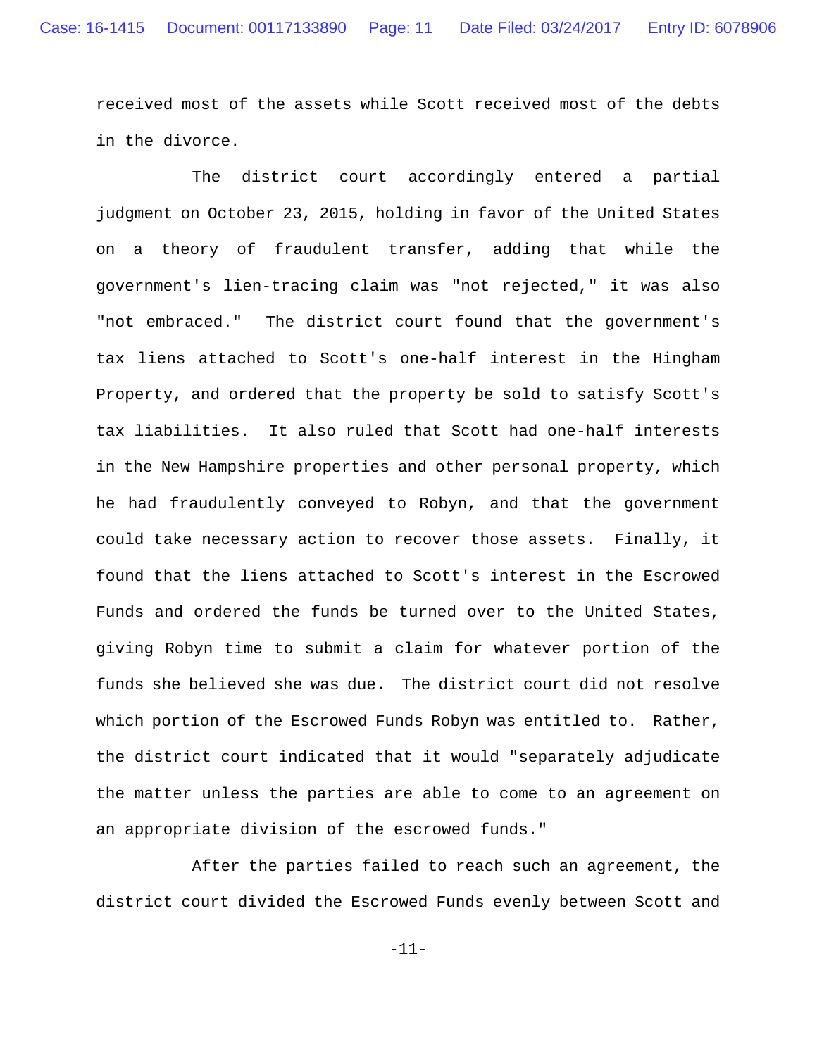received most of the assets while Scott received most of the debts in the divorce.

The district court accordingly entered a partial judgment on October 23, 2015, holding in favor of the United States on a theory of fraudulent transfer, adding that while the government's lien-tracing claim was "not rejected," it was also "not embraced." The district court found that the government's tax liens attached to Scott's one-half interest in the Hingham Property, and ordered that the property be sold to satisfy Scott's tax liabilities. It also ruled that Scott had one-half interests in the New Hampshire properties and other personal property, which he had fraudulently conveyed to Robyn, and that the government could take necessary action to recover those assets. Finally, it found that the liens attached to Scott's interest in the Escrowed Funds and ordered the funds be turned over to the United States, giving Robyn time to submit a claim for whatever portion of the funds she believed she was due. The district court did not resolve which portion of the Escrowed Funds Robyn was entitled to. Rather, the district court indicated that it would "separately adjudicate the matter unless the parties are able to come to an agreement on an appropriate division of the escrowed funds."

After the parties failed to reach such an agreement, the district court divided the Escrowed Funds evenly between Scott and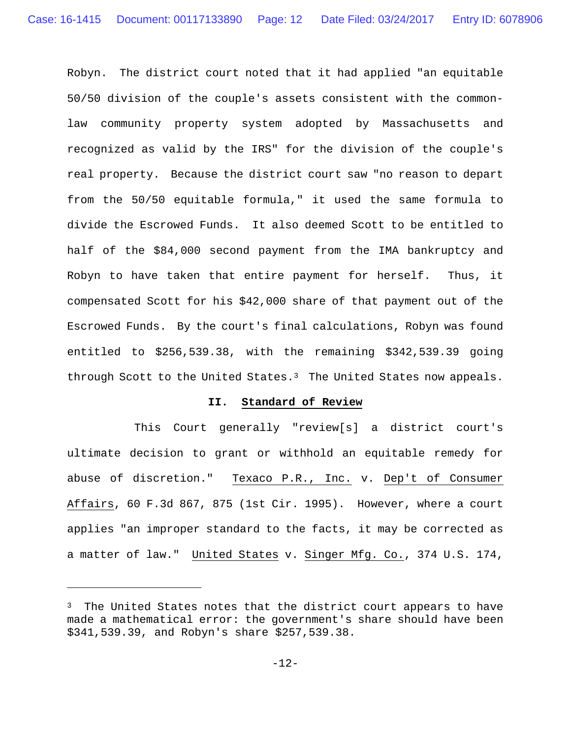Robyn. The district court noted that it had applied "an equitable 50/50 division of the couple's assets consistent with the common-law community property system adopted by Massachusetts and recognized as valid by the IRS" for the division of the couple's real property. Because the district court saw "no reason to depart from the 50/50 equitable formula," it used the same formula to divide the Escrowed Funds. It also deemed Scott to be entitled to half of the $84,000 second payment from the IMA bankruptcy and Robyn to have taken that entire payment for herself. Thus, it compensated Scott for his $42,000 share of that payment out of the Escrowed Funds. By the court's final calculations, Robyn was found entitled to $256,539.38, with the remaining $342,539.39 going through Scott to the United States.[3] The United States now appeals.

## II. Standard of Review

This Court generally "review[s] a district court's ultimate decision to grant or withhold an equitable remedy for abuse of discretion." Texaco P.R., Inc. v. Dep't of Consumer Affairs, 60 F.3d 867, 875 (1st Cir. 1995). However, where a court applies "an improper standard to the facts, it may be corrected as a matter of law." United States v. Singer Mfg. Co., 374 U.S. 174,

---

[3] The United States notes that the district court appears to have made a mathematical error: the government's share should have been $341,539.39, and Robyn's share $257,539.38.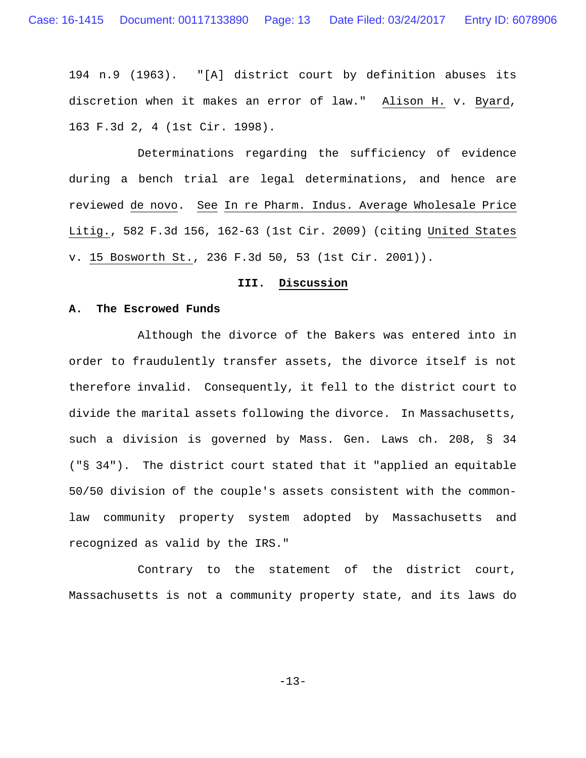194 n.9 (1963). "[A] district court by definition abuses its discretion when it makes an error of law." Alison H. v. Byard, 163 F.3d 2, 4 (1st Cir. 1998).

Determinations regarding the sufficiency of evidence during a bench trial are legal determinations, and hence are reviewed de novo. See In re Pharm. Indus. Average Wholesale Price Litig., 582 F.3d 156, 162-63 (1st Cir. 2009) (citing United States v. 15 Bosworth St., 236 F.3d 50, 53 (1st Cir. 2001)).

## III. Discussion

### A. The Escrowed Funds

Although the divorce of the Bakers was entered into in order to fraudulently transfer assets, the divorce itself is not therefore invalid. Consequently, it fell to the district court to divide the marital assets following the divorce. In Massachusetts, such a division is governed by Mass. Gen. Laws ch. 208, § 34 ("§ 34"). The district court stated that it "applied an equitable 50/50 division of the couple's assets consistent with the common-law community property system adopted by Massachusetts and recognized as valid by the IRS."

Contrary to the statement of the district court, Massachusetts is not a community property state, and its laws do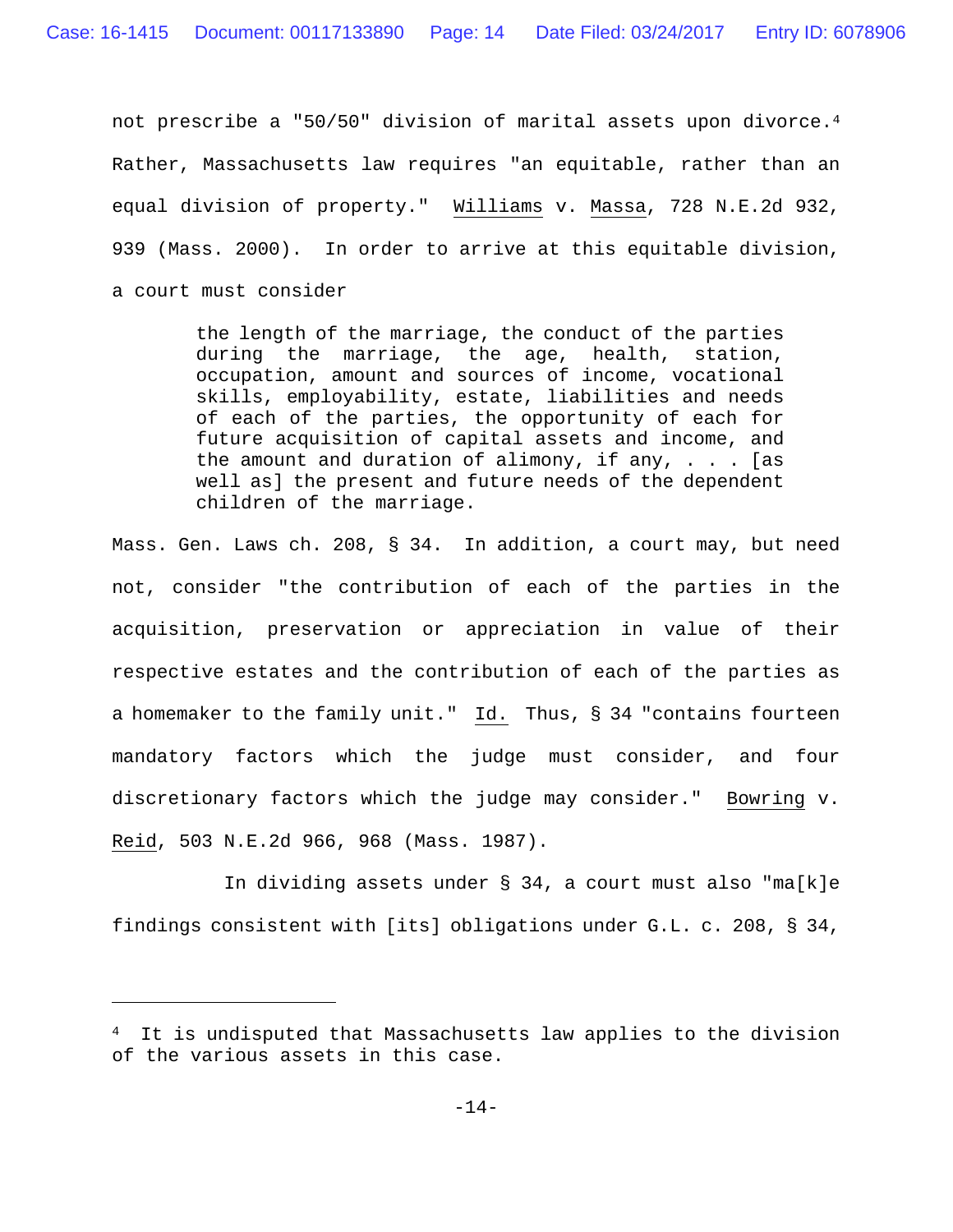not prescribe a "50/50" division of marital assets upon divorce.[4] Rather, Massachusetts law requires "an equitable, rather than an equal division of property." Williams v. Massa, 728 N.E.2d 932, 939 (Mass. 2000). In order to arrive at this equitable division, a court must consider

> the length of the marriage, the conduct of the parties during the marriage, the age, health, station, occupation, amount and sources of income, vocational skills, employability, estate, liabilities and needs of each of the parties, the opportunity of each for future acquisition of capital assets and income, and the amount and duration of alimony, if any, . . . [as well as] the present and future needs of the dependent children of the marriage.

Mass. Gen. Laws ch. 208, § 34. In addition, a court may, but need not, consider "the contribution of each of the parties in the acquisition, preservation or appreciation in value of their respective estates and the contribution of each of the parties as a homemaker to the family unit." Id. Thus, § 34 "contains fourteen mandatory factors which the judge must consider, and four discretionary factors which the judge may consider." Bowring v. Reid, 503 N.E.2d 966, 968 (Mass. 1987).

In dividing assets under § 34, a court must also "ma[k]e findings consistent with [its] obligations under G.L. c. 208, § 34,

---

[4] It is undisputed that Massachusetts law applies to the division of the various assets in this case.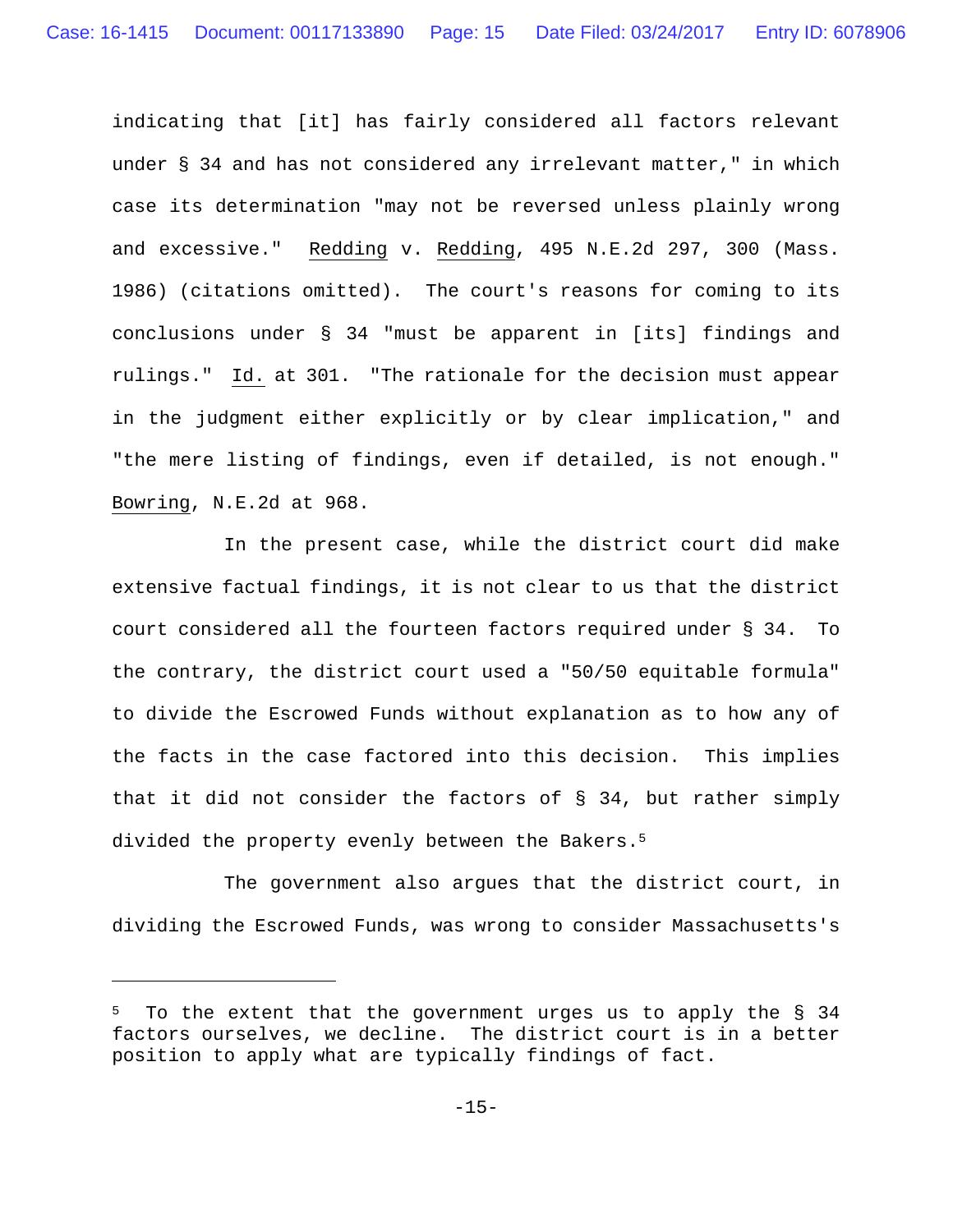indicating that [it] has fairly considered all factors relevant under § 34 and has not considered any irrelevant matter," in which case its determination "may not be reversed unless plainly wrong and excessive." Redding v. Redding, 495 N.E.2d 297, 300 (Mass. 1986) (citations omitted). The court's reasons for coming to its conclusions under § 34 "must be apparent in [its] findings and rulings." Id. at 301. "The rationale for the decision must appear in the judgment either explicitly or by clear implication," and "the mere listing of findings, even if detailed, is not enough." Bowring, N.E.2d at 968.

In the present case, while the district court did make extensive factual findings, it is not clear to us that the district court considered all the fourteen factors required under § 34. To the contrary, the district court used a "50/50 equitable formula" to divide the Escrowed Funds without explanation as to how any of the facts in the case factored into this decision. This implies that it did not consider the factors of § 34, but rather simply divided the property evenly between the Bakers.[5]

The government also argues that the district court, in dividing the Escrowed Funds, was wrong to consider Massachusetts's

---

[5] To the extent that the government urges us to apply the § 34 factors ourselves, we decline. The district court is in a better position to apply what are typically findings of fact.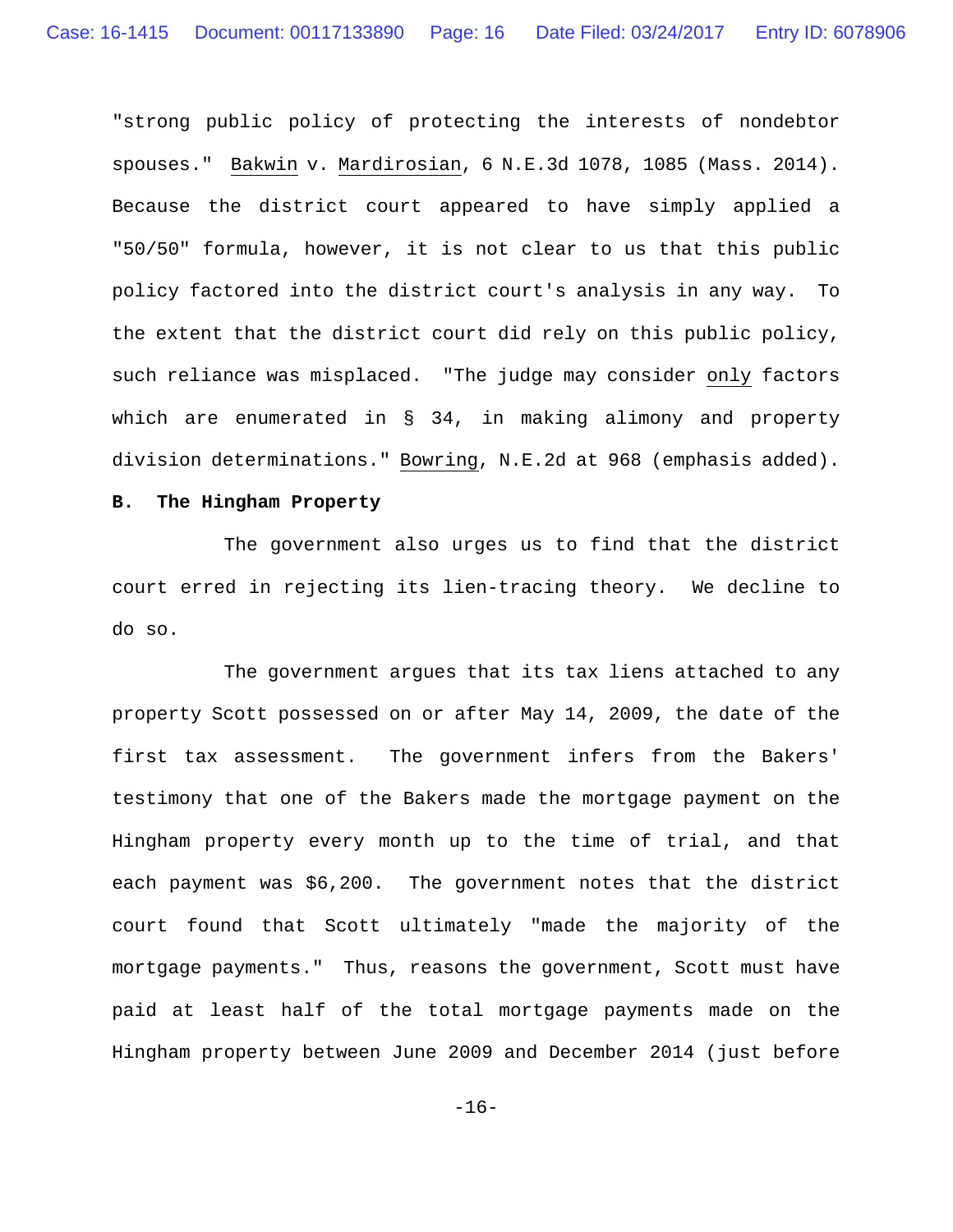"strong public policy of protecting the interests of nondebtor spouses." Bakwin v. Mardirosian, 6 N.E.3d 1078, 1085 (Mass. 2014). Because the district court appeared to have simply applied a "50/50" formula, however, it is not clear to us that this public policy factored into the district court's analysis in any way. To the extent that the district court did rely on this public policy, such reliance was misplaced. "The judge may consider only factors which are enumerated in § 34, in making alimony and property division determinations." Bowring, N.E.2d at 968 (emphasis added).

**B. The Hingham Property**

The government also urges us to find that the district court erred in rejecting its lien-tracing theory. We decline to do so.

The government argues that its tax liens attached to any property Scott possessed on or after May 14, 2009, the date of the first tax assessment. The government infers from the Bakers' testimony that one of the Bakers made the mortgage payment on the Hingham property every month up to the time of trial, and that each payment was $6,200. The government notes that the district court found that Scott ultimately "made the majority of the mortgage payments." Thus, reasons the government, Scott must have paid at least half of the total mortgage payments made on the Hingham property between June 2009 and December 2014 (just before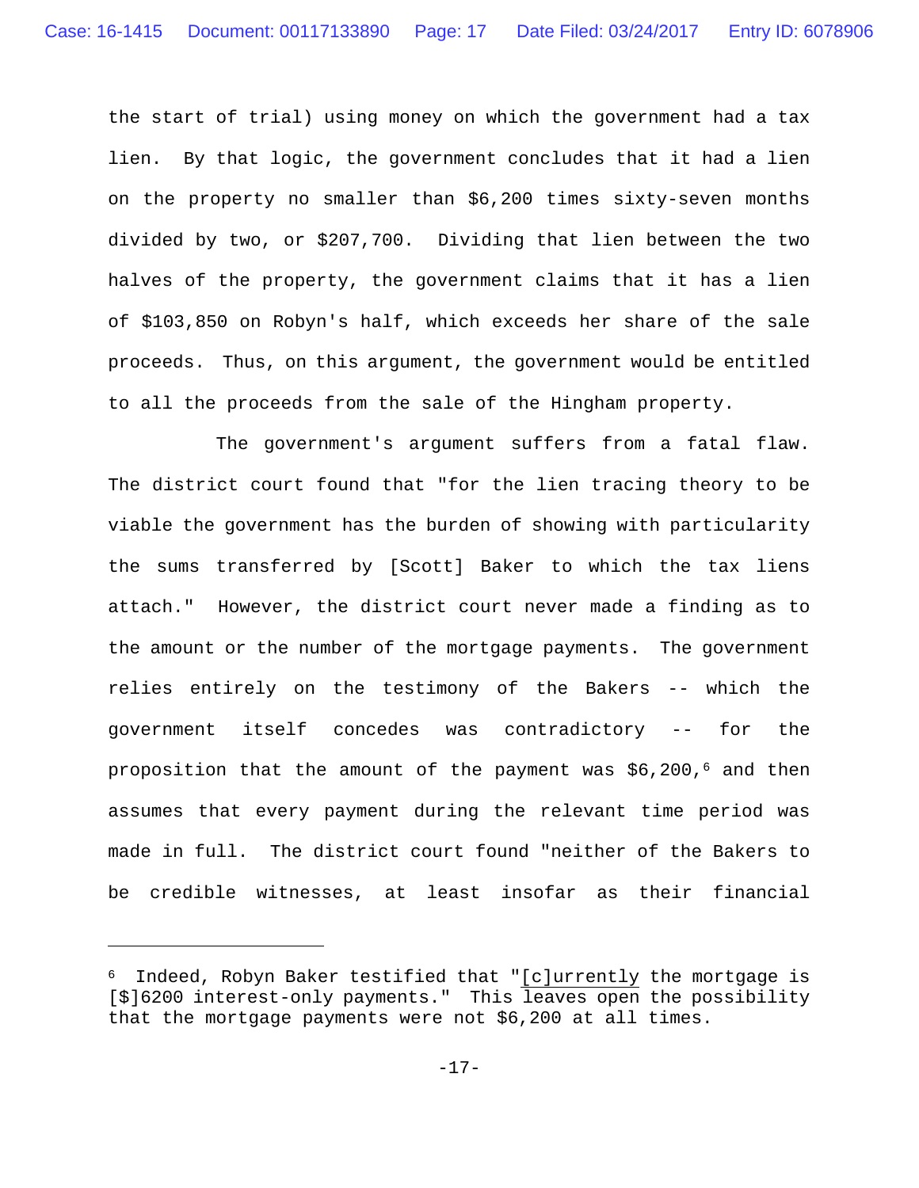the start of trial) using money on which the government had a tax lien. By that logic, the government concludes that it had a lien on the property no smaller than $6,200 times sixty-seven months divided by two, or $207,700. Dividing that lien between the two halves of the property, the government claims that it has a lien of $103,850 on Robyn's half, which exceeds her share of the sale proceeds. Thus, on this argument, the government would be entitled to all the proceeds from the sale of the Hingham property.

The government's argument suffers from a fatal flaw. The district court found that "for the lien tracing theory to be viable the government has the burden of showing with particularity the sums transferred by [Scott] Baker to which the tax liens attach." However, the district court never made a finding as to the amount or the number of the mortgage payments. The government relies entirely on the testimony of the Bakers -- which the government itself concedes was contradictory -- for the proposition that the amount of the payment was $6,200,[6] and then assumes that every payment during the relevant time period was made in full. The district court found "neither of the Bakers to be credible witnesses, at least insofar as their financial

---

[6] Indeed, Robyn Baker testified that "[c]urrently the mortgage is [$]6200 interest-only payments." This leaves open the possibility that the mortgage payments were not $6,200 at all times.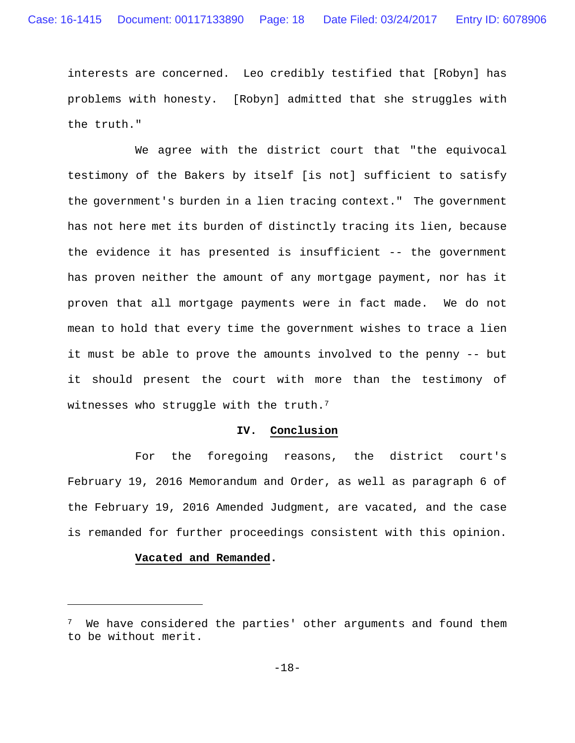interests are concerned. Leo credibly testified that [Robyn] has problems with honesty. [Robyn] admitted that she struggles with the truth."

We agree with the district court that "the equivocal testimony of the Bakers by itself [is not] sufficient to satisfy the government's burden in a lien tracing context." The government has not here met its burden of distinctly tracing its lien, because the evidence it has presented is insufficient -- the government has proven neither the amount of any mortgage payment, nor has it proven that all mortgage payments were in fact made. We do not mean to hold that every time the government wishes to trace a lien it must be able to prove the amounts involved to the penny -- but it should present the court with more than the testimony of witnesses who struggle with the truth.[7]

## IV. Conclusion

For the foregoing reasons, the district court's February 19, 2016 Memorandum and Order, as well as paragraph 6 of the February 19, 2016 Amended Judgment, are vacated, and the case is remanded for further proceedings consistent with this opinion.

**Vacated and Remanded.**

---

[7] We have considered the parties' other arguments and found them to be without merit.